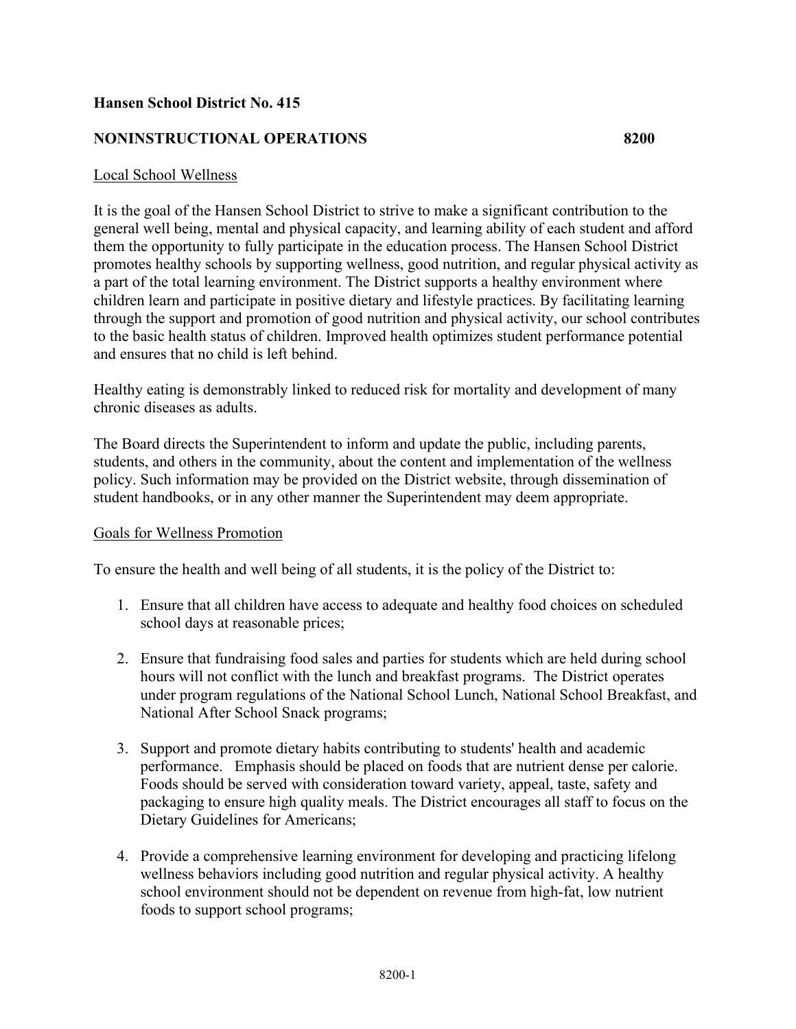**Hansen School District No. 415**

**NONINSTRUCTIONAL OPERATIONS 8200**

Local School Wellness

It is the goal of the Hansen School District to strive to make a significant contribution to the general well being, mental and physical capacity, and learning ability of each student and afford them the opportunity to fully participate in the education process. The Hansen School District promotes healthy schools by supporting wellness, good nutrition, and regular physical activity as a part of the total learning environment. The District supports a healthy environment where children learn and participate in positive dietary and lifestyle practices. By facilitating learning through the support and promotion of good nutrition and physical activity, our school contributes to the basic health status of children. Improved health optimizes student performance potential and ensures that no child is left behind.

Healthy eating is demonstrably linked to reduced risk for mortality and development of many chronic diseases as adults.

The Board directs the Superintendent to inform and update the public, including parents, students, and others in the community, about the content and implementation of the wellness policy. Such information may be provided on the District website, through dissemination of student handbooks, or in any other manner the Superintendent may deem appropriate.

Goals for Wellness Promotion

To ensure the health and well being of all students, it is the policy of the District to:

1. Ensure that all children have access to adequate and healthy food choices on scheduled school days at reasonable prices;

2. Ensure that fundraising food sales and parties for students which are held during school hours will not conflict with the lunch and breakfast programs. The District operates under program regulations of the National School Lunch, National School Breakfast, and National After School Snack programs;

3. Support and promote dietary habits contributing to students' health and academic performance. Emphasis should be placed on foods that are nutrient dense per calorie. Foods should be served with consideration toward variety, appeal, taste, safety and packaging to ensure high quality meals. The District encourages all staff to focus on the Dietary Guidelines for Americans;

4. Provide a comprehensive learning environment for developing and practicing lifelong wellness behaviors including good nutrition and regular physical activity. A healthy school environment should not be dependent on revenue from high-fat, low nutrient foods to support school programs;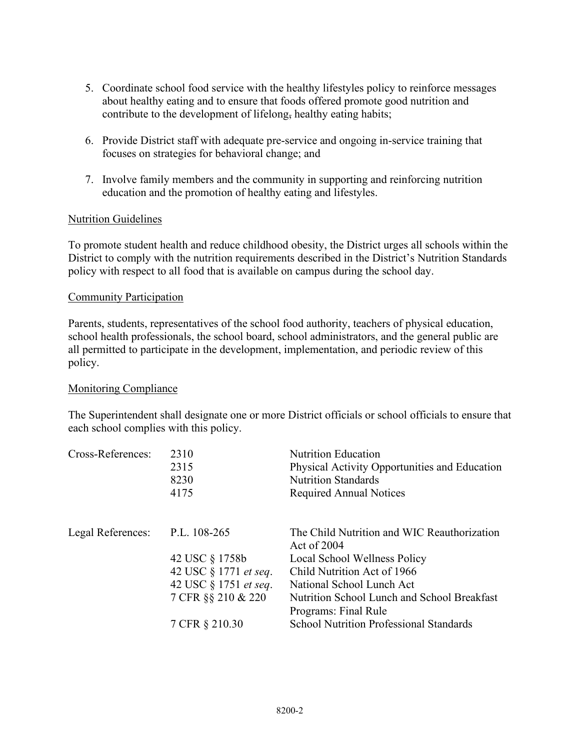5. Coordinate school food service with the healthy lifestyles policy to reinforce messages about healthy eating and to ensure that foods offered promote good nutrition and contribute to the development of lifelong, healthy eating habits;

6. Provide District staff with adequate pre-service and ongoing in-service training that focuses on strategies for behavioral change; and

7. Involve family members and the community in supporting and reinforcing nutrition education and the promotion of healthy eating and lifestyles.

Nutrition Guidelines

To promote student health and reduce childhood obesity, the District urges all schools within the District to comply with the nutrition requirements described in the District's Nutrition Standards policy with respect to all food that is available on campus during the school day.

Community Participation

Parents, students, representatives of the school food authority, teachers of physical education, school health professionals, the school board, school administrators, and the general public are all permitted to participate in the development, implementation, and periodic review of this policy.

Monitoring Compliance

The Superintendent shall designate one or more District officials or school officials to ensure that each school complies with this policy.

| Cross-References: | 2310 | Nutrition Education |
|---|---|---|
| | 2315 | Physical Activity Opportunities and Education |
| | 8230 | Nutrition Standards |
| | 4175 | Required Annual Notices |

| Legal References: | P.L. 108-265 | The Child Nutrition and WIC Reauthorization Act of 2004 |
|---|---|---|
| | 42 USC § 1758b | Local School Wellness Policy |
| | 42 USC § 1771 *et seq*. | Child Nutrition Act of 1966 |
| | 42 USC § 1751 *et seq*. | National School Lunch Act |
| | 7 CFR §§ 210 & 220 | Nutrition School Lunch and School Breakfast Programs: Final Rule |
| | 7 CFR § 210.30 | School Nutrition Professional Standards |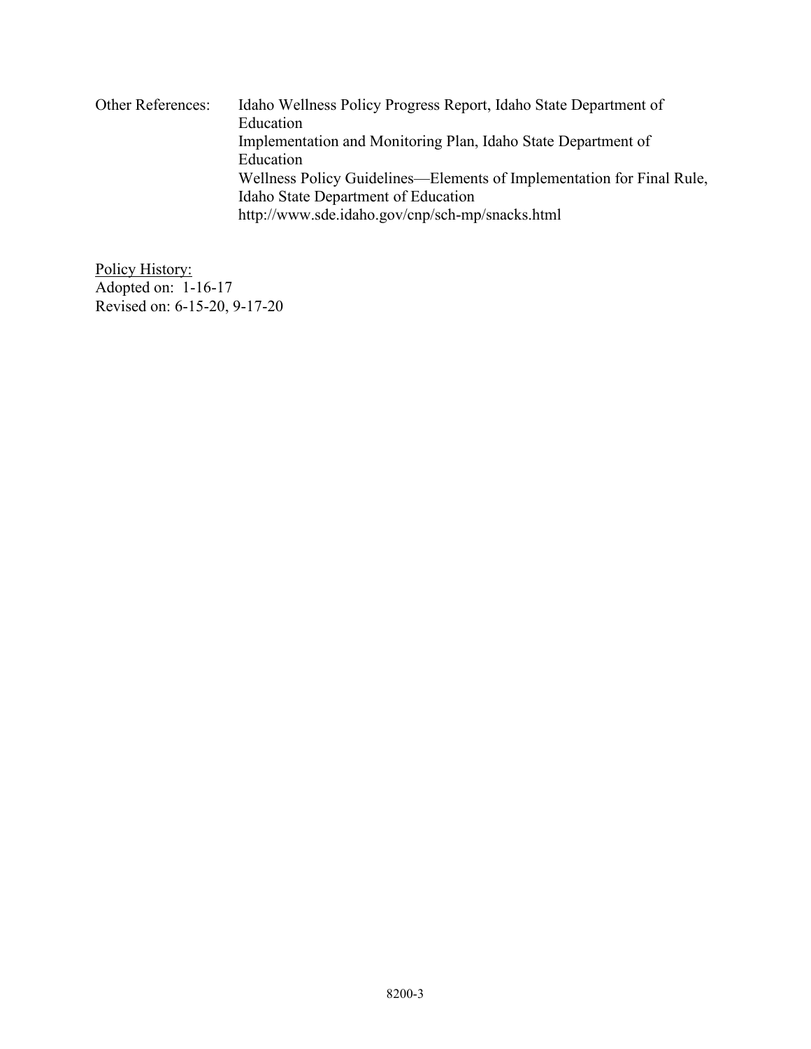Other References: Idaho Wellness Policy Progress Report, Idaho State Department of Education
Implementation and Monitoring Plan, Idaho State Department of Education
Wellness Policy Guidelines—Elements of Implementation for Final Rule, Idaho State Department of Education
http://www.sde.idaho.gov/cnp/sch-mp/snacks.html

<u>Policy History:</u>
Adopted on: 1-16-17
Revised on: 6-15-20, 9-17-20